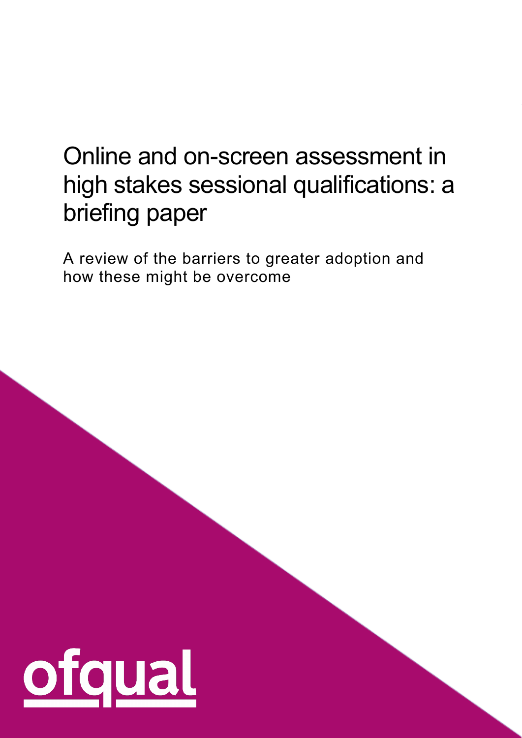# Online and on-screen assessment in high stakes sessional qualifications: a briefing paper

A review of the barriers to greater adoption and how these might be overcome

ofqual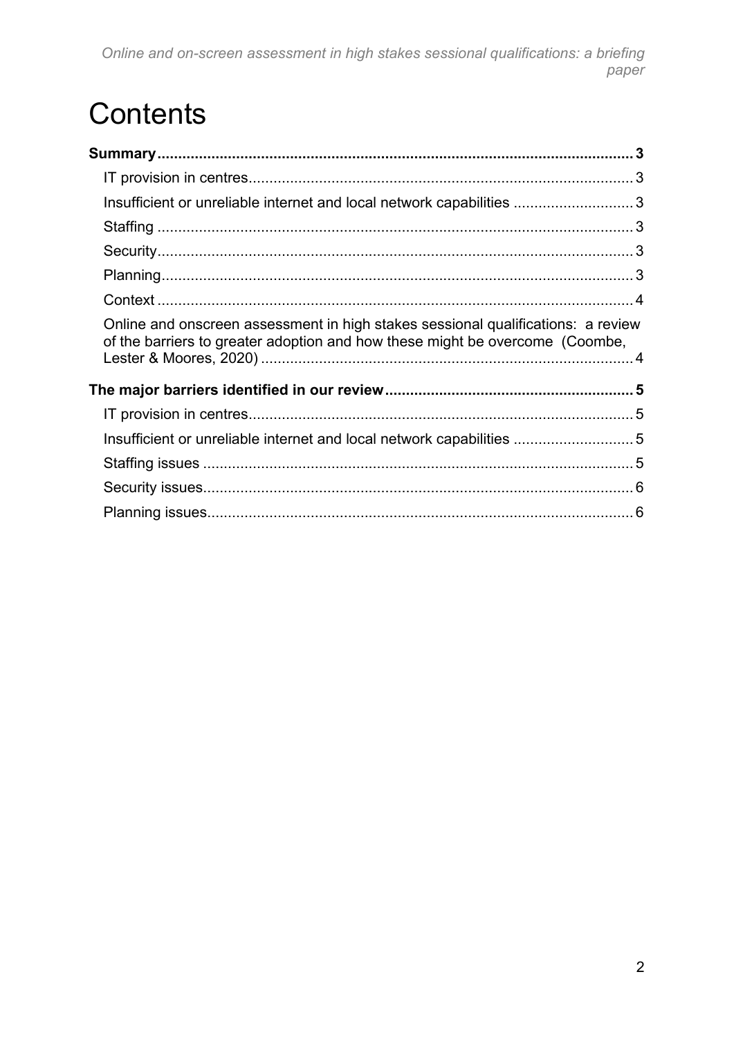# Contents

**Summary** .......... 3

IT provision in centres .......... 3

Insufficient or unreliable internet and local network capabilities .......... 3

Staffing .......... 3

Security .......... 3

Planning .......... 3

Context .......... 4

Online and onscreen assessment in high stakes sessional qualifications: a review of the barriers to greater adoption and how these might be overcome (Coombe, Lester & Moores, 2020) .......... 4

**The major barriers identified in our review** .......... 5

IT provision in centres .......... 5

Insufficient or unreliable internet and local network capabilities .......... 5

Staffing issues .......... 5

Security issues .......... 6

Planning issues .......... 6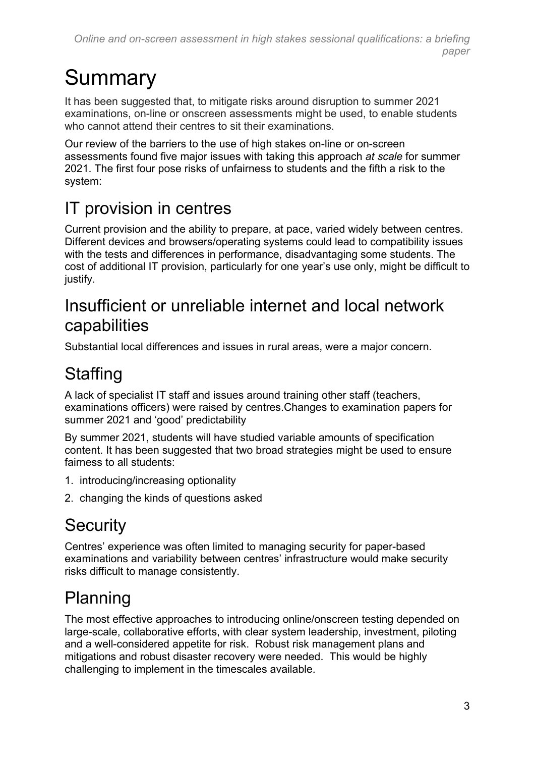# Summary

It has been suggested that, to mitigate risks around disruption to summer 2021 examinations, on-line or onscreen assessments might be used, to enable students who cannot attend their centres to sit their examinations.

Our review of the barriers to the use of high stakes on-line or on-screen assessments found five major issues with taking this approach *at scale* for summer 2021. The first four pose risks of unfairness to students and the fifth a risk to the system:

## IT provision in centres

Current provision and the ability to prepare, at pace, varied widely between centres. Different devices and browsers/operating systems could lead to compatibility issues with the tests and differences in performance, disadvantaging some students. The cost of additional IT provision, particularly for one year's use only, might be difficult to justify.

## Insufficient or unreliable internet and local network capabilities

Substantial local differences and issues in rural areas, were a major concern.

## Staffing

A lack of specialist IT staff and issues around training other staff (teachers, examinations officers) were raised by centres.Changes to examination papers for summer 2021 and 'good' predictability

By summer 2021, students will have studied variable amounts of specification content. It has been suggested that two broad strategies might be used to ensure fairness to all students:

1. introducing/increasing optionality
2. changing the kinds of questions asked

## Security

Centres' experience was often limited to managing security for paper-based examinations and variability between centres' infrastructure would make security risks difficult to manage consistently.

## Planning

The most effective approaches to introducing online/onscreen testing depended on large-scale, collaborative efforts, with clear system leadership, investment, piloting and a well-considered appetite for risk. Robust risk management plans and mitigations and robust disaster recovery were needed. This would be highly challenging to implement in the timescales available.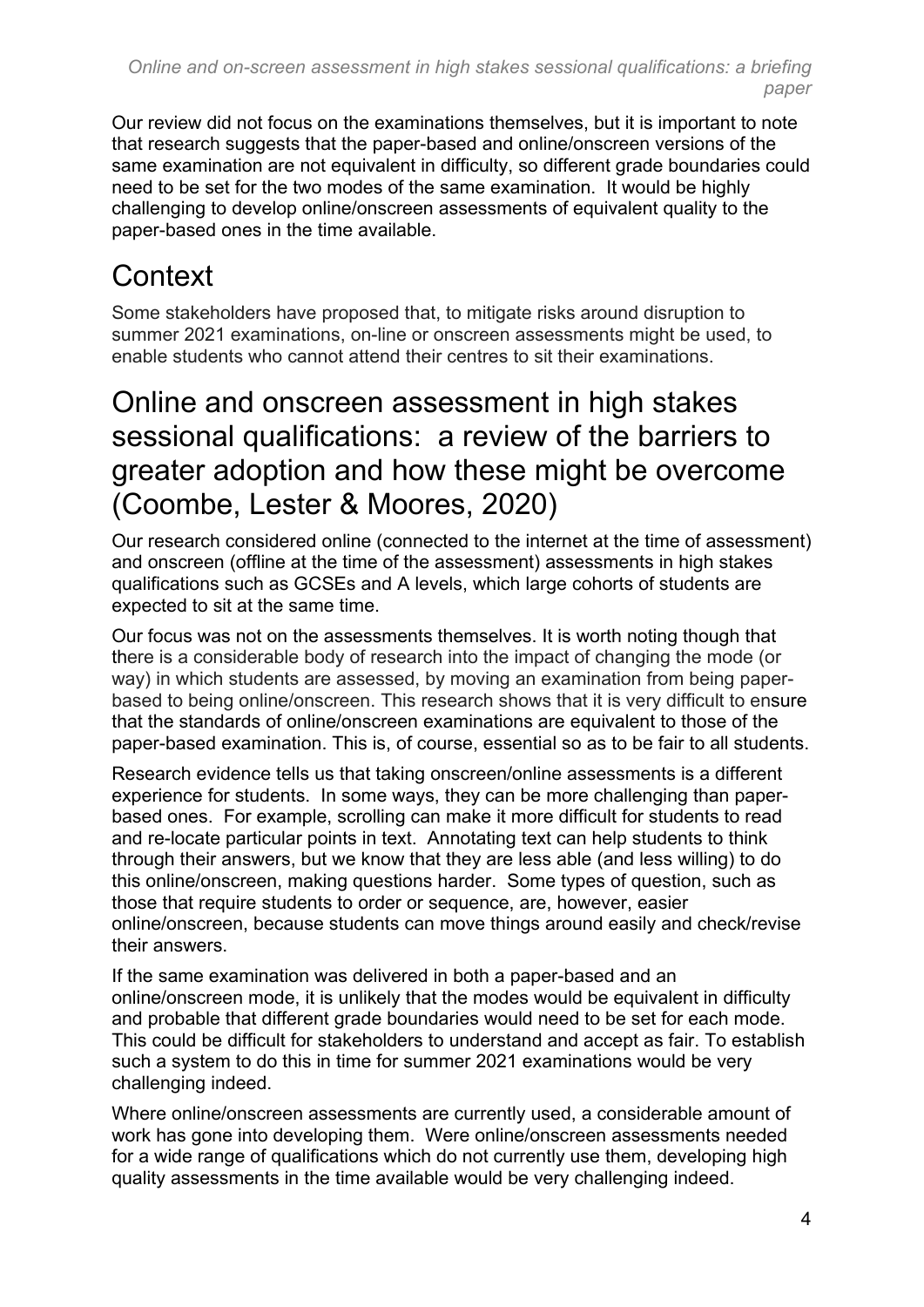Our review did not focus on the examinations themselves, but it is important to note that research suggests that the paper-based and online/onscreen versions of the same examination are not equivalent in difficulty, so different grade boundaries could need to be set for the two modes of the same examination. It would be highly challenging to develop online/onscreen assessments of equivalent quality to the paper-based ones in the time available.

# Context

Some stakeholders have proposed that, to mitigate risks around disruption to summer 2021 examinations, on-line or onscreen assessments might be used, to enable students who cannot attend their centres to sit their examinations.

# Online and onscreen assessment in high stakes sessional qualifications: a review of the barriers to greater adoption and how these might be overcome (Coombe, Lester & Moores, 2020)

Our research considered online (connected to the internet at the time of assessment) and onscreen (offline at the time of the assessment) assessments in high stakes qualifications such as GCSEs and A levels, which large cohorts of students are expected to sit at the same time.

Our focus was not on the assessments themselves. It is worth noting though that there is a considerable body of research into the impact of changing the mode (or way) in which students are assessed, by moving an examination from being paper-based to being online/onscreen. This research shows that it is very difficult to ensure that the standards of online/onscreen examinations are equivalent to those of the paper-based examination. This is, of course, essential so as to be fair to all students.

Research evidence tells us that taking onscreen/online assessments is a different experience for students. In some ways, they can be more challenging than paper-based ones. For example, scrolling can make it more difficult for students to read and re-locate particular points in text. Annotating text can help students to think through their answers, but we know that they are less able (and less willing) to do this online/onscreen, making questions harder. Some types of question, such as those that require students to order or sequence, are, however, easier online/onscreen, because students can move things around easily and check/revise their answers.

If the same examination was delivered in both a paper-based and an online/onscreen mode, it is unlikely that the modes would be equivalent in difficulty and probable that different grade boundaries would need to be set for each mode. This could be difficult for stakeholders to understand and accept as fair. To establish such a system to do this in time for summer 2021 examinations would be very challenging indeed.

Where online/onscreen assessments are currently used, a considerable amount of work has gone into developing them. Were online/onscreen assessments needed for a wide range of qualifications which do not currently use them, developing high quality assessments in the time available would be very challenging indeed.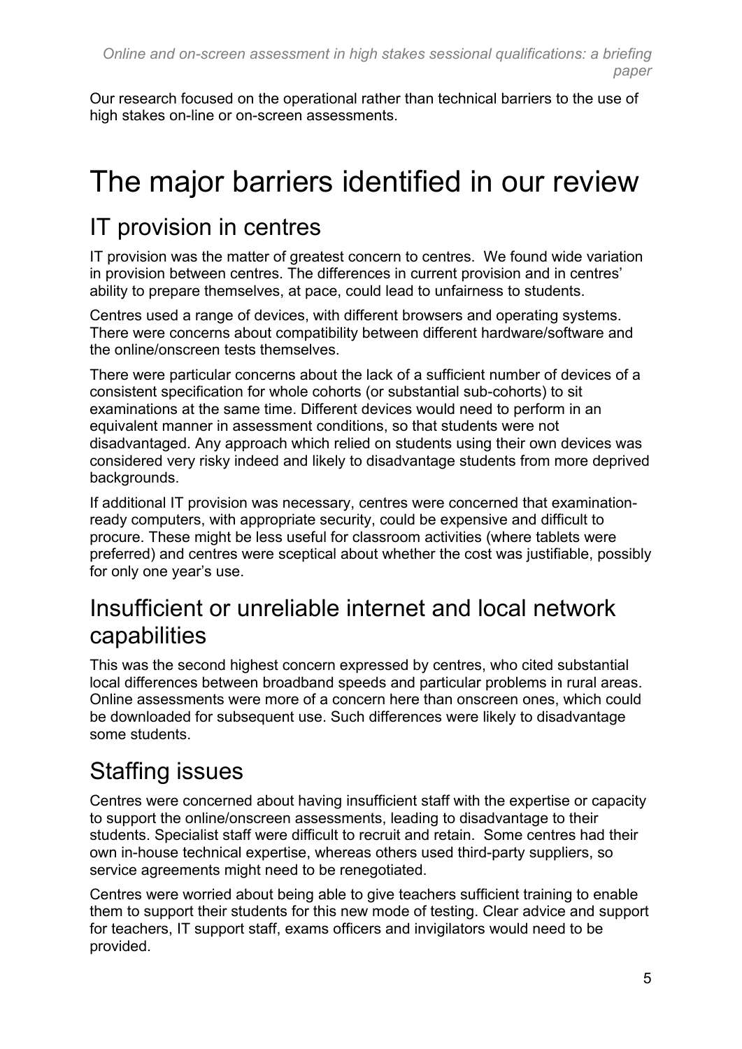Our research focused on the operational rather than technical barriers to the use of high stakes on-line or on-screen assessments.

# The major barriers identified in our review

## IT provision in centres

IT provision was the matter of greatest concern to centres.  We found wide variation in provision between centres. The differences in current provision and in centres' ability to prepare themselves, at pace, could lead to unfairness to students.

Centres used a range of devices, with different browsers and operating systems. There were concerns about compatibility between different hardware/software and the online/onscreen tests themselves.

There were particular concerns about the lack of a sufficient number of devices of a consistent specification for whole cohorts (or substantial sub-cohorts) to sit examinations at the same time. Different devices would need to perform in an equivalent manner in assessment conditions, so that students were not disadvantaged. Any approach which relied on students using their own devices was considered very risky indeed and likely to disadvantage students from more deprived backgrounds.

If additional IT provision was necessary, centres were concerned that examination-ready computers, with appropriate security, could be expensive and difficult to procure. These might be less useful for classroom activities (where tablets were preferred) and centres were sceptical about whether the cost was justifiable, possibly for only one year's use.

## Insufficient or unreliable internet and local network capabilities

This was the second highest concern expressed by centres, who cited substantial local differences between broadband speeds and particular problems in rural areas. Online assessments were more of a concern here than onscreen ones, which could be downloaded for subsequent use. Such differences were likely to disadvantage some students.

## Staffing issues

Centres were concerned about having insufficient staff with the expertise or capacity to support the online/onscreen assessments, leading to disadvantage to their students. Specialist staff were difficult to recruit and retain.  Some centres had their own in-house technical expertise, whereas others used third-party suppliers, so service agreements might need to be renegotiated.

Centres were worried about being able to give teachers sufficient training to enable them to support their students for this new mode of testing. Clear advice and support for teachers, IT support staff, exams officers and invigilators would need to be provided.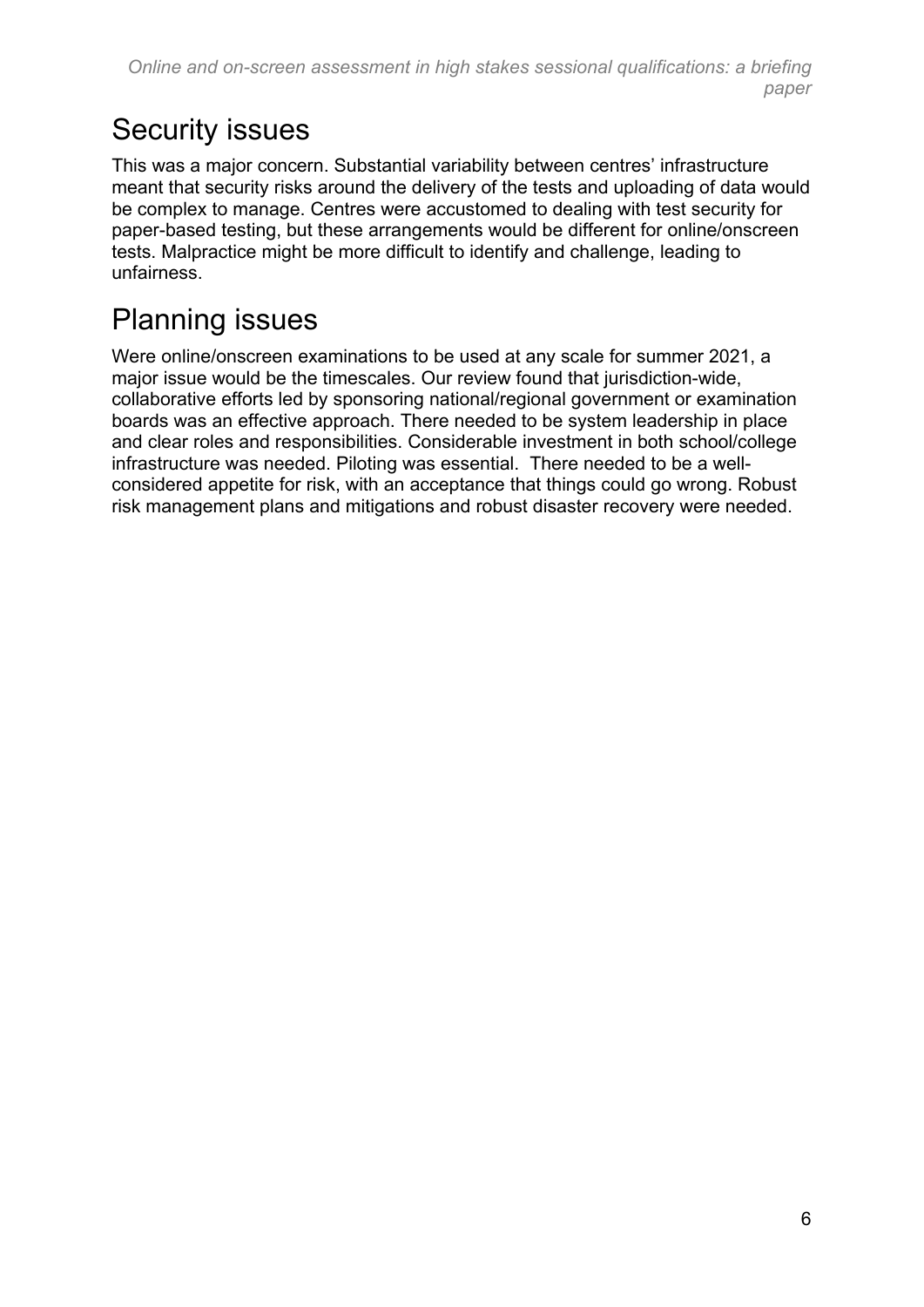## Security issues

This was a major concern. Substantial variability between centres' infrastructure meant that security risks around the delivery of the tests and uploading of data would be complex to manage. Centres were accustomed to dealing with test security for paper-based testing, but these arrangements would be different for online/onscreen tests. Malpractice might be more difficult to identify and challenge, leading to unfairness.

## Planning issues

Were online/onscreen examinations to be used at any scale for summer 2021, a major issue would be the timescales. Our review found that jurisdiction-wide, collaborative efforts led by sponsoring national/regional government or examination boards was an effective approach. There needed to be system leadership in place and clear roles and responsibilities. Considerable investment in both school/college infrastructure was needed. Piloting was essential. There needed to be a well-considered appetite for risk, with an acceptance that things could go wrong. Robust risk management plans and mitigations and robust disaster recovery were needed.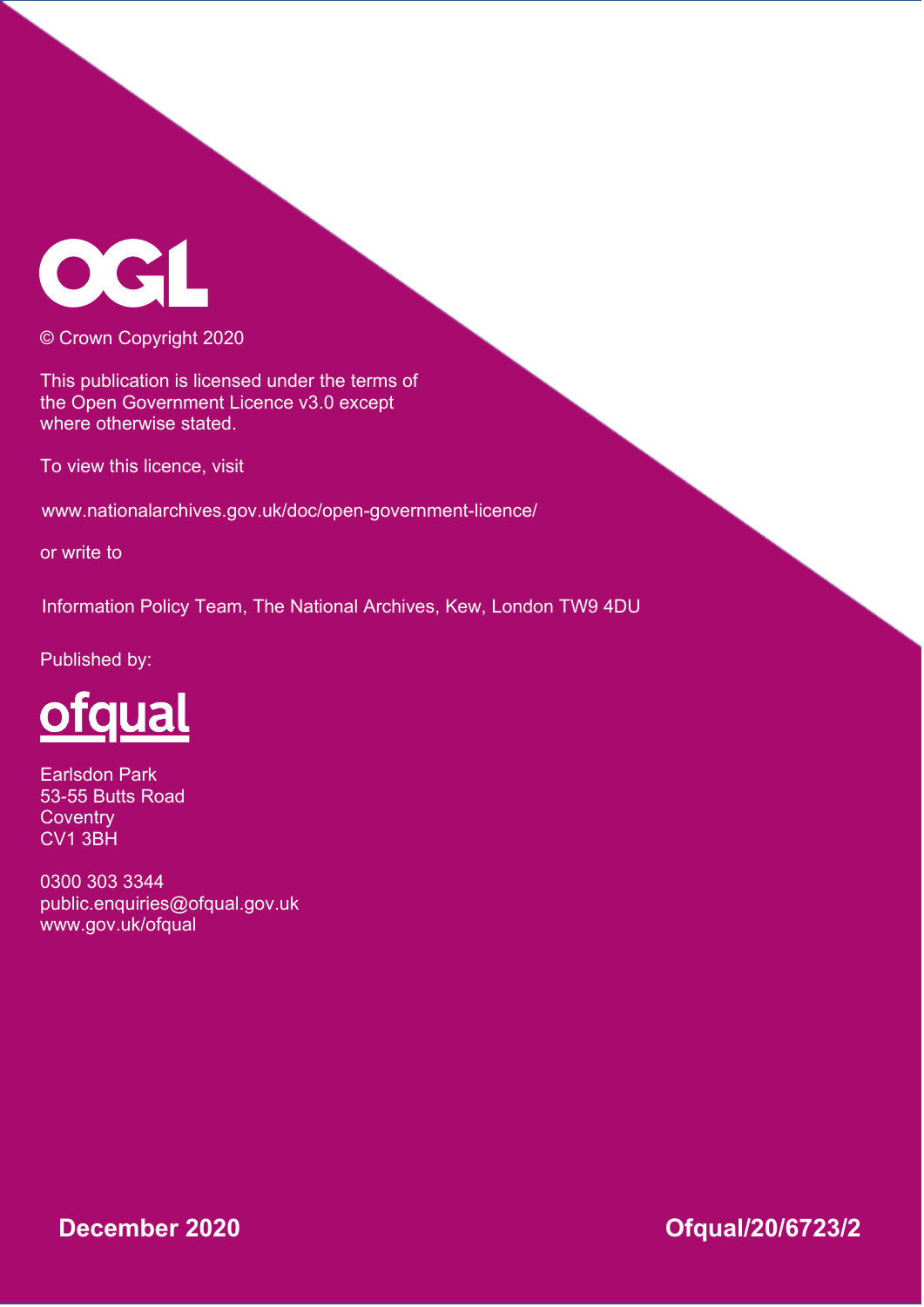OGL

© Crown Copyright 2020

This publication is licensed under the terms of the Open Government Licence v3.0 except where otherwise stated.

To view this licence, visit

www.nationalarchives.gov.uk/doc/open-government-licence/

or write to

Information Policy Team, The National Archives, Kew, London TW9 4DU

Published by:

ofqual

Earlsdon Park
53-55 Butts Road
Coventry
CV1 3BH

0300 303 3344
public.enquiries@ofqual.gov.uk
www.gov.uk/ofqual

**December 2020** **Ofqual/20/6723/2**